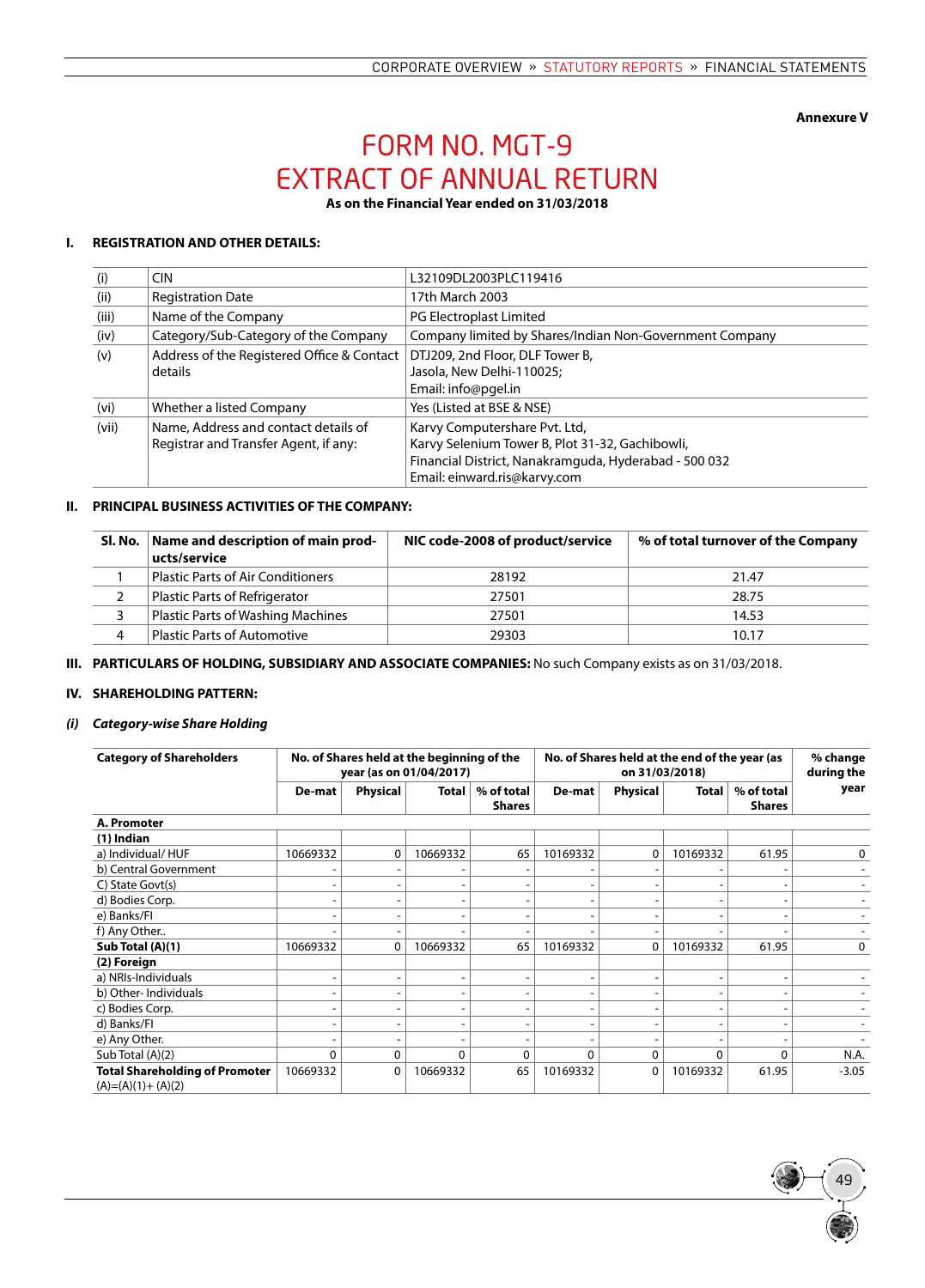Annexure V

# FORM NO. MGT-9
# EXTRACT OF ANNUAL RETURN

**As on the Financial Year ended on 31/03/2018**

## I. REGISTRATION AND OTHER DETAILS:

| | | |
|---|---|---|
| (i) | CIN | L32109DL2003PLC119416 |
| (ii) | Registration Date | 17th March 2003 |
| (iii) | Name of the Company | PG Electroplast Limited |
| (iv) | Category/Sub-Category of the Company | Company limited by Shares/Indian Non-Government Company |
| (v) | Address of the Registered Office & Contact details | DTJ209, 2nd Floor, DLF Tower B, Jasola, New Delhi-110025; Email: info@pgel.in |
| (vi) | Whether a listed Company | Yes (Listed at BSE & NSE) |
| (vii) | Name, Address and contact details of Registrar and Transfer Agent, if any: | Karvy Computershare Pvt. Ltd, Karvy Selenium Tower B, Plot 31-32, Gachibowli, Financial District, Nanakramguda, Hyderabad - 500 032 Email: einward.ris@karvy.com |

## II. PRINCIPAL BUSINESS ACTIVITIES OF THE COMPANY:

| Sl. No. | Name and description of main products/service | NIC code-2008 of product/service | % of total turnover of the Company |
|---|---|---|---|
| 1 | Plastic Parts of Air Conditioners | 28192 | 21.47 |
| 2 | Plastic Parts of Refrigerator | 27501 | 28.75 |
| 3 | Plastic Parts of Washing Machines | 27501 | 14.53 |
| 4 | Plastic Parts of Automotive | 29303 | 10.17 |

## III. PARTICULARS OF HOLDING, SUBSIDIARY AND ASSOCIATE COMPANIES: No such Company exists as on 31/03/2018.

## IV. SHAREHOLDING PATTERN:

### *(i) Category-wise Share Holding*

| Category of Shareholders | No. of Shares held at the beginning of the year (as on 01/04/2017) | | | | No. of Shares held at the end of the year (as on 31/03/2018) | | | | % change during the year |
|---|---|---|---|---|---|---|---|---|---|
| | De-mat | Physical | Total | % of total Shares | De-mat | Physical | Total | % of total Shares | |
| **A. Promoter** | | | | | | | | | |
| **(1) Indian** | | | | | | | | | |
| a) Individual/ HUF | 10669332 | 0 | 10669332 | 65 | 10169332 | 0 | 10169332 | 61.95 | 0 |
| b) Central Government | - | - | - | - | - | - | - | - | - |
| C) State Govt(s) | - | - | - | - | - | - | - | - | - |
| d) Bodies Corp. | - | - | - | - | - | - | - | - | - |
| e) Banks/FI | - | - | - | - | - | - | - | - | - |
| f) Any Other.. | - | - | - | - | - | - | - | - | - |
| **Sub Total (A)(1)** | 10669332 | 0 | 10669332 | 65 | 10169332 | 0 | 10169332 | 61.95 | 0 |
| **(2) Foreign** | | | | | | | | | |
| a) NRIs-Individuals | - | - | - | - | - | - | - | - | - |
| b) Other- Individuals | - | - | - | - | - | - | - | - | - |
| c) Bodies Corp. | - | - | - | - | - | - | - | - | - |
| d) Banks/FI | - | - | - | - | - | - | - | - | - |
| e) Any Other. | - | - | - | - | - | - | - | - | - |
| Sub Total (A)(2) | 0 | 0 | 0 | 0 | 0 | 0 | 0 | 0 | N.A. |
| **Total Shareholding of Promoter** (A)=(A)(1)+ (A)(2) | 10669332 | 0 | 10669332 | 65 | 10169332 | 0 | 10169332 | 61.95 | -3.05 |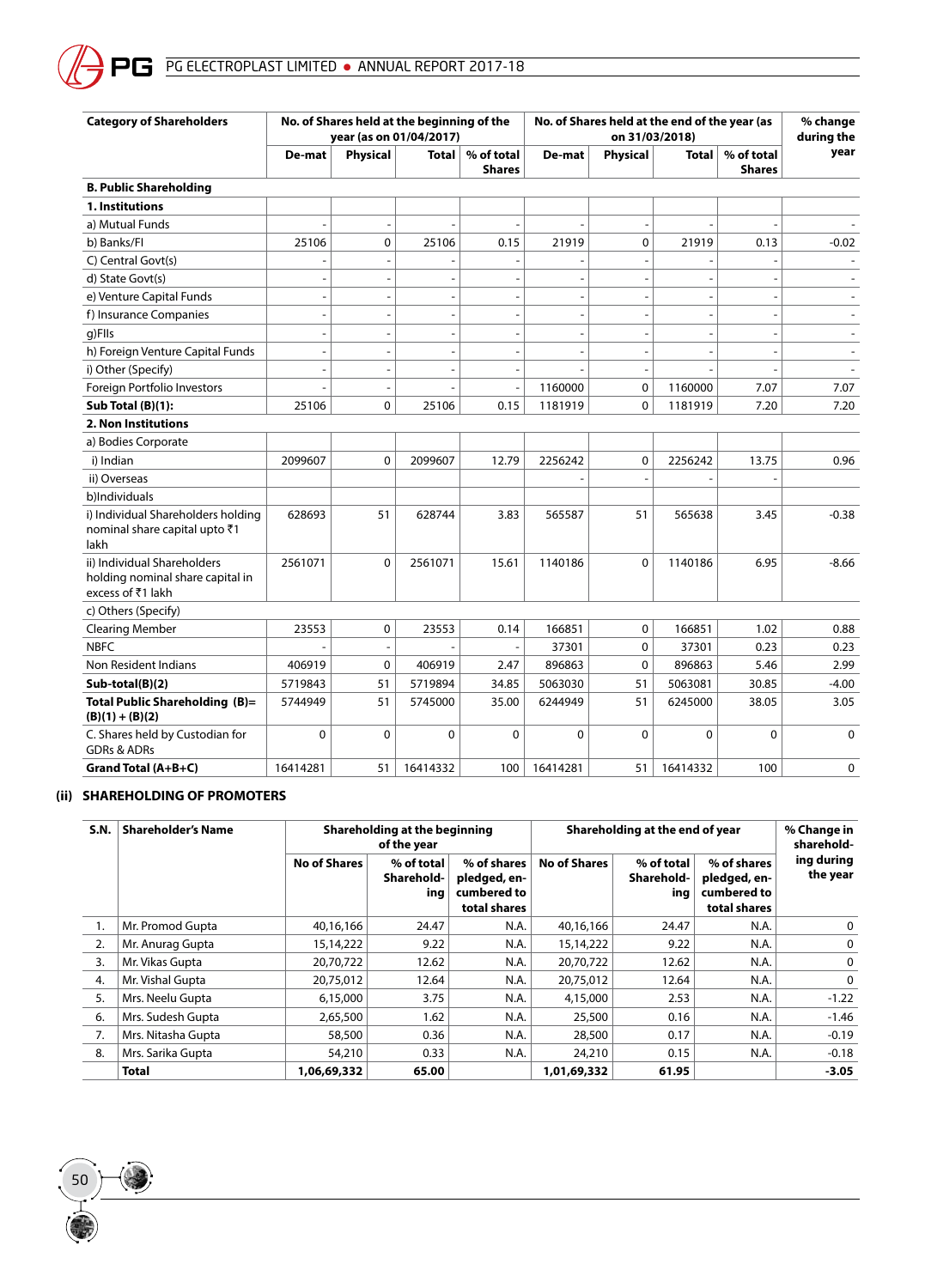| Category of Shareholders | No. of Shares held at the beginning of the year (as on 01/04/2017) | | | | No. of Shares held at the end of the year (as on 31/03/2018) | | | | % change during the year |
|---|---|---|---|---|---|---|---|---|---|
| | De-mat | Physical | Total | % of total Shares | De-mat | Physical | Total | % of total Shares | |
| **B. Public Shareholding** | | | | | | | | | |
| **1. Institutions** | | | | | | | | | |
| a) Mutual Funds | - | - | - | - | - | - | - | - | - |
| b) Banks/FI | 25106 | 0 | 25106 | 0.15 | 21919 | 0 | 21919 | 0.13 | -0.02 |
| C) Central Govt(s) | - | - | - | - | - | - | - | - | - |
| d) State Govt(s) | - | - | - | - | - | - | - | - | - |
| e) Venture Capital Funds | - | - | - | - | - | - | - | - | - |
| f) Insurance Companies | - | - | - | - | - | - | - | - | - |
| g)FIIs | - | - | - | - | - | - | - | - | - |
| h) Foreign Venture Capital Funds | - | - | - | - | - | - | - | - | - |
| i) Other (Specify) | - | - | - | - | - | - | - | - | - |
| Foreign Portfolio Investors | - | - | - | - | 1160000 | 0 | 1160000 | 7.07 | 7.07 |
| **Sub Total (B)(1):** | 25106 | 0 | 25106 | 0.15 | 1181919 | 0 | 1181919 | 7.20 | 7.20 |
| **2. Non Institutions** | | | | | | | | | |
| a) Bodies Corporate | | | | | | | | | |
| i) Indian | 2099607 | 0 | 2099607 | 12.79 | 2256242 | 0 | 2256242 | 13.75 | 0.96 |
| ii) Overseas | | | | | - | - | - | - | |
| b)Individuals | | | | | | | | | |
| i) Individual Shareholders holding nominal share capital upto ₹1 lakh | 628693 | 51 | 628744 | 3.83 | 565587 | 51 | 565638 | 3.45 | -0.38 |
| ii) Individual Shareholders holding nominal share capital in excess of ₹1 lakh | 2561071 | 0 | 2561071 | 15.61 | 1140186 | 0 | 1140186 | 6.95 | -8.66 |
| c) Others (Specify) | | | | | | | | | |
| Clearing Member | 23553 | 0 | 23553 | 0.14 | 166851 | 0 | 166851 | 1.02 | 0.88 |
| NBFC | - | - | - | - | 37301 | 0 | 37301 | 0.23 | 0.23 |
| Non Resident Indians | 406919 | 0 | 406919 | 2.47 | 896863 | 0 | 896863 | 5.46 | 2.99 |
| **Sub-total(B)(2)** | 5719843 | 51 | 5719894 | 34.85 | 5063030 | 51 | 5063081 | 30.85 | -4.00 |
| **Total Public Shareholding (B)= (B)(1) + (B)(2)** | 5744949 | 51 | 5745000 | 35.00 | 6244949 | 51 | 6245000 | 38.05 | 3.05 |
| C. Shares held by Custodian for GDRs & ADRs | 0 | 0 | 0 | 0 | 0 | 0 | 0 | 0 | 0 |
| **Grand Total (A+B+C)** | 16414281 | 51 | 16414332 | 100 | 16414281 | 51 | 16414332 | 100 | 0 |

## (ii) SHAREHOLDING OF PROMOTERS

| S.N. | Shareholder's Name | Shareholding at the beginning of the year | | | Shareholding at the end of year | | | % Change in shareholding during the year |
|---|---|---|---|---|---|---|---|---|
| | | No of Shares | % of total Shareholding | % of shares pledged, encumbered to total shares | No of Shares | % of total Shareholding | % of shares pledged, encumbered to total shares | |
| 1. | Mr. Promod Gupta | 40,16,166 | 24.47 | N.A. | 40,16,166 | 24.47 | N.A. | 0 |
| 2. | Mr. Anurag Gupta | 15,14,222 | 9.22 | N.A. | 15,14,222 | 9.22 | N.A. | 0 |
| 3. | Mr. Vikas Gupta | 20,70,722 | 12.62 | N.A. | 20,70,722 | 12.62 | N.A. | 0 |
| 4. | Mr. Vishal Gupta | 20,75,012 | 12.64 | N.A. | 20,75,012 | 12.64 | N.A. | 0 |
| 5. | Mrs. Neelu Gupta | 6,15,000 | 3.75 | N.A. | 4,15,000 | 2.53 | N.A. | -1.22 |
| 6. | Mrs. Sudesh Gupta | 2,65,500 | 1.62 | N.A. | 25,500 | 0.16 | N.A. | -1.46 |
| 7. | Mrs. Nitasha Gupta | 58,500 | 0.36 | N.A. | 28,500 | 0.17 | N.A. | -0.19 |
| 8. | Mrs. Sarika Gupta | 54,210 | 0.33 | N.A. | 24,210 | 0.15 | N.A. | -0.18 |
| | **Total** | **1,06,69,332** | **65.00** | | **1,01,69,332** | **61.95** | | **-3.05** |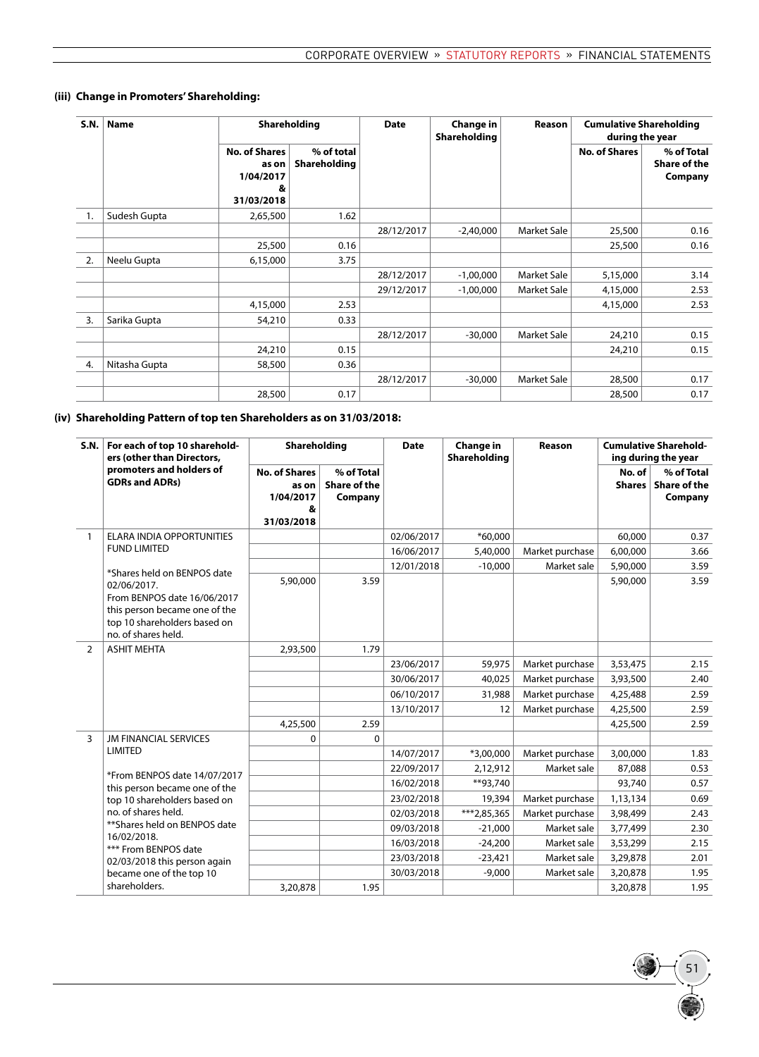### (iii) Change in Promoters' Shareholding:

| S.N. | Name | Shareholding | | Date | Change in Shareholding | Reason | Cumulative Shareholding during the year | |
|---|---|---|---|---|---|---|---|---|
| | | No. of Shares as on 1/04/2017 & 31/03/2018 | % of total Shareholding | | | | No. of Shares | % of Total Share of the Company |
| 1. | Sudesh Gupta | 2,65,500 | 1.62 | | | | | |
| | | | | 28/12/2017 | -2,40,000 | Market Sale | 25,500 | 0.16 |
| | | 25,500 | 0.16 | | | | 25,500 | 0.16 |
| 2. | Neelu Gupta | 6,15,000 | 3.75 | | | | | |
| | | | | 28/12/2017 | -1,00,000 | Market Sale | 5,15,000 | 3.14 |
| | | | | 29/12/2017 | -1,00,000 | Market Sale | 4,15,000 | 2.53 |
| | | 4,15,000 | 2.53 | | | | 4,15,000 | 2.53 |
| 3. | Sarika Gupta | 54,210 | 0.33 | | | | | |
| | | | | 28/12/2017 | -30,000 | Market Sale | 24,210 | 0.15 |
| | | 24,210 | 0.15 | | | | 24,210 | 0.15 |
| 4. | Nitasha Gupta | 58,500 | 0.36 | | | | | |
| | | | | 28/12/2017 | -30,000 | Market Sale | 28,500 | 0.17 |
| | | 28,500 | 0.17 | | | | 28,500 | 0.17 |

### (iv) Shareholding Pattern of top ten Shareholders as on 31/03/2018:

| S.N. | For each of top 10 shareholders (other than Directors, promoters and holders of GDRs and ADRs) | Shareholding | | Date | Change in Shareholding | Reason | Cumulative Shareholding during the year | |
|---|---|---|---|---|---|---|---|---|
| | | No. of Shares as on 1/04/2017 & 31/03/2018 | % of Total Share of the Company | | | | No. of Shares | % of Total Share of the Company |
| 1 | ELARA INDIA OPPORTUNITIES FUND LIMITED | | | 02/06/2017 | *60,000 | | 60,000 | 0.37 |
| | | | | 16/06/2017 | 5,40,000 | Market purchase | 6,00,000 | 3.66 |
| | *Shares held on BENPOS date 02/06/2017. | | | 12/01/2018 | -10,000 | Market sale | 5,90,000 | 3.59 |
| | From BENPOS date 16/06/2017 this person became one of the top 10 shareholders based on no. of shares held. | 5,90,000 | 3.59 | | | | 5,90,000 | 3.59 |
| 2 | ASHIT MEHTA | 2,93,500 | 1.79 | | | | | |
| | | | | 23/06/2017 | 59,975 | Market purchase | 3,53,475 | 2.15 |
| | | | | 30/06/2017 | 40,025 | Market purchase | 3,93,500 | 2.40 |
| | | | | 06/10/2017 | 31,988 | Market purchase | 4,25,488 | 2.59 |
| | | | | 13/10/2017 | 12 | Market purchase | 4,25,500 | 2.59 |
| | | 4,25,500 | 2.59 | | | | 4,25,500 | 2.59 |
| 3 | JM FINANCIAL SERVICES LIMITED | 0 | 0 | | | | | |
| | | | | 14/07/2017 | *3,00,000 | Market purchase | 3,00,000 | 1.83 |
| | *From BENPOS date 14/07/2017 this person became one of the top 10 shareholders based on no. of shares held. | | | 22/09/2017 | 2,12,912 | Market sale | 87,088 | 0.53 |
| | | | | 16/02/2018 | **93,740 | | 93,740 | 0.57 |
| | | | | 23/02/2018 | 19,394 | Market purchase | 1,13,134 | 0.69 |
| | **Shares held on BENPOS date 16/02/2018. | | | 02/03/2018 | ***2,85,365 | Market purchase | 3,98,499 | 2.43 |
| | | | | 09/03/2018 | -21,000 | Market sale | 3,77,499 | 2.30 |
| | *** From BENPOS date 02/03/2018 this person again became one of the top 10 shareholders. | | | 16/03/2018 | -24,200 | Market sale | 3,53,299 | 2.15 |
| | | | | 23/03/2018 | -23,421 | Market sale | 3,29,878 | 2.01 |
| | | | | 30/03/2018 | -9,000 | Market sale | 3,20,878 | 1.95 |
| | | 3,20,878 | 1.95 | | | | 3,20,878 | 1.95 |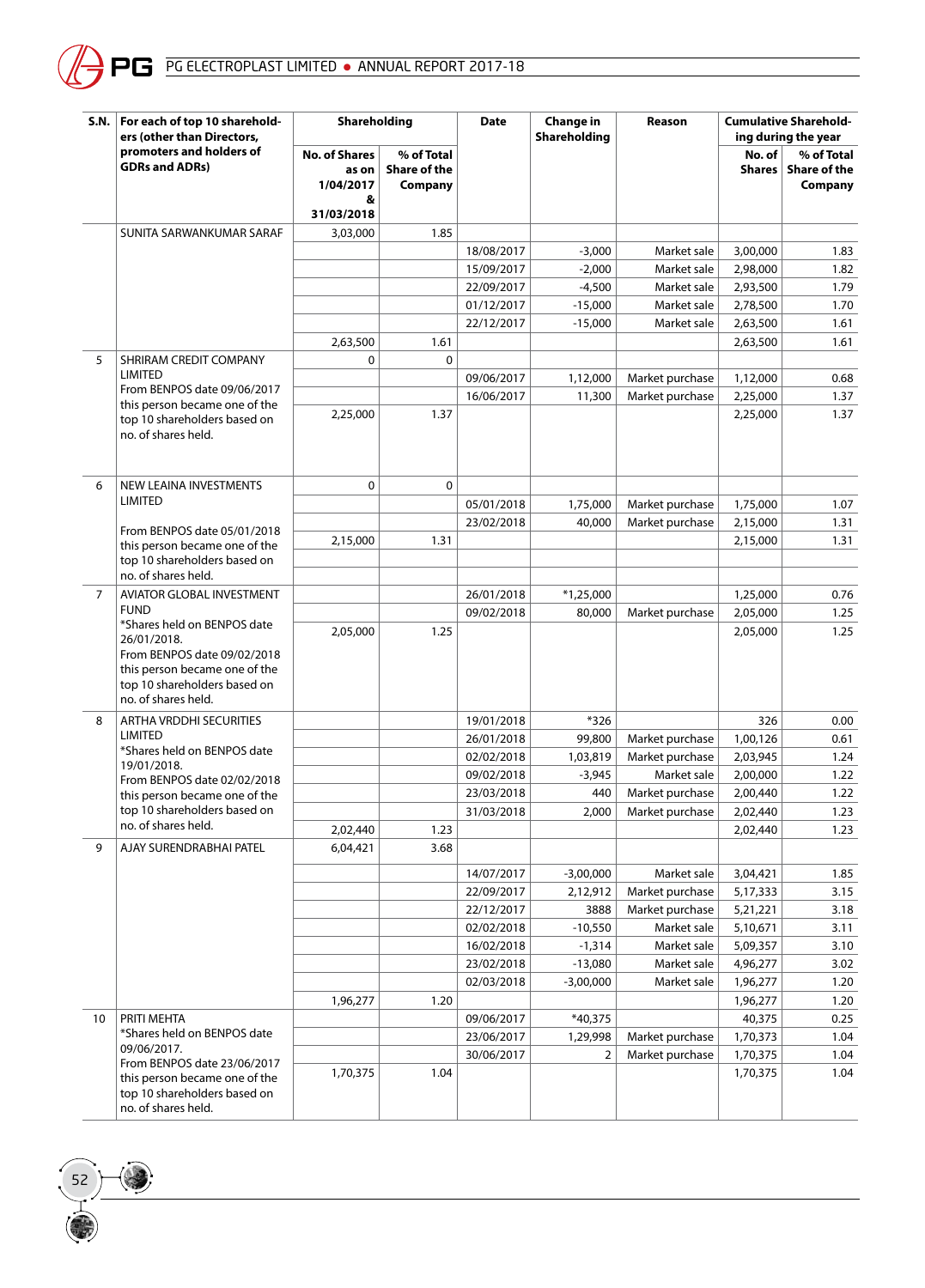| S.N. | For each of top 10 shareholders (other than Directors, promoters and holders of GDRs and ADRs) | Shareholding | | Date | Change in Shareholding | Reason | Cumulative Shareholding during the year | |
|---|---|---|---|---|---|---|---|---|
| | | No. of Shares as on 1/04/2017 & 31/03/2018 | % of Total Share of the Company | | | | No. of Shares | % of Total Share of the Company |
| | SUNITA SARWANKUMAR SARAF | 3,03,000 | 1.85 | | | | | |
| | | | | 18/08/2017 | -3,000 | Market sale | 3,00,000 | 1.83 |
| | | | | 15/09/2017 | -2,000 | Market sale | 2,98,000 | 1.82 |
| | | | | 22/09/2017 | -4,500 | Market sale | 2,93,500 | 1.79 |
| | | | | 01/12/2017 | -15,000 | Market sale | 2,78,500 | 1.70 |
| | | | | 22/12/2017 | -15,000 | Market sale | 2,63,500 | 1.61 |
| | | 2,63,500 | 1.61 | | | | 2,63,500 | 1.61 |
| 5 | SHRIRAM CREDIT COMPANY LIMITED | 0 | 0 | | | | | |
| | From BENPOS date 09/06/2017 this person became one of the top 10 shareholders based on no. of shares held. | | | 09/06/2017 | 1,12,000 | Market purchase | 1,12,000 | 0.68 |
| | | | | 16/06/2017 | 11,300 | Market purchase | 2,25,000 | 1.37 |
| | | 2,25,000 | 1.37 | | | | 2,25,000 | 1.37 |
| 6 | NEW LEAINA INVESTMENTS LIMITED | 0 | 0 | | | | | |
| | From BENPOS date 05/01/2018 this person became one of the top 10 shareholders based on no. of shares held. | | | 05/01/2018 | 1,75,000 | Market purchase | 1,75,000 | 1.07 |
| | | | | 23/02/2018 | 40,000 | Market purchase | 2,15,000 | 1.31 |
| | | 2,15,000 | 1.31 | | | | 2,15,000 | 1.31 |
| 7 | AVIATOR GLOBAL INVESTMENT FUND | | | 26/01/2018 | *1,25,000 | | 1,25,000 | 0.76 |
| | *Shares held on BENPOS date 26/01/2018. | | | 09/02/2018 | 80,000 | Market purchase | 2,05,000 | 1.25 |
| | From BENPOS date 09/02/2018 this person became one of the top 10 shareholders based on no. of shares held. | 2,05,000 | 1.25 | | | | 2,05,000 | 1.25 |
| 8 | ARTHA VRDDHI SECURITIES LIMITED | | | 19/01/2018 | *326 | | 326 | 0.00 |
| | *Shares held on BENPOS date 19/01/2018. | | | 26/01/2018 | 99,800 | Market purchase | 1,00,126 | 0.61 |
| | From BENPOS date 02/02/2018 this person became one of the top 10 shareholders based on no. of shares held. | | | 02/02/2018 | 1,03,819 | Market purchase | 2,03,945 | 1.24 |
| | | | | 09/02/2018 | -3,945 | Market sale | 2,00,000 | 1.22 |
| | | | | 23/03/2018 | 440 | Market purchase | 2,00,440 | 1.22 |
| | | | | 31/03/2018 | 2,000 | Market purchase | 2,02,440 | 1.23 |
| | | 2,02,440 | 1.23 | | | | 2,02,440 | 1.23 |
| 9 | AJAY SURENDRABHAI PATEL | 6,04,421 | 3.68 | | | | | |
| | | | | 14/07/2017 | -3,00,000 | Market sale | 3,04,421 | 1.85 |
| | | | | 22/09/2017 | 2,12,912 | Market purchase | 5,17,333 | 3.15 |
| | | | | 22/12/2017 | 3888 | Market purchase | 5,21,221 | 3.18 |
| | | | | 02/02/2018 | -10,550 | Market sale | 5,10,671 | 3.11 |
| | | | | 16/02/2018 | -1,314 | Market sale | 5,09,357 | 3.10 |
| | | | | 23/02/2018 | -13,080 | Market sale | 4,96,277 | 3.02 |
| | | | | 02/03/2018 | -3,00,000 | Market sale | 1,96,277 | 1.20 |
| | | 1,96,277 | 1.20 | | | | 1,96,277 | 1.20 |
| 10 | PRITI MEHTA | | | 09/06/2017 | *40,375 | | 40,375 | 0.25 |
| | *Shares held on BENPOS date 09/06/2017. | | | 23/06/2017 | 1,29,998 | Market purchase | 1,70,373 | 1.04 |
| | From BENPOS date 23/06/2017 this person became one of the top 10 shareholders based on no. of shares held. | | | 30/06/2017 | 2 | Market purchase | 1,70,375 | 1.04 |
| | | 1,70,375 | 1.04 | | | | 1,70,375 | 1.04 |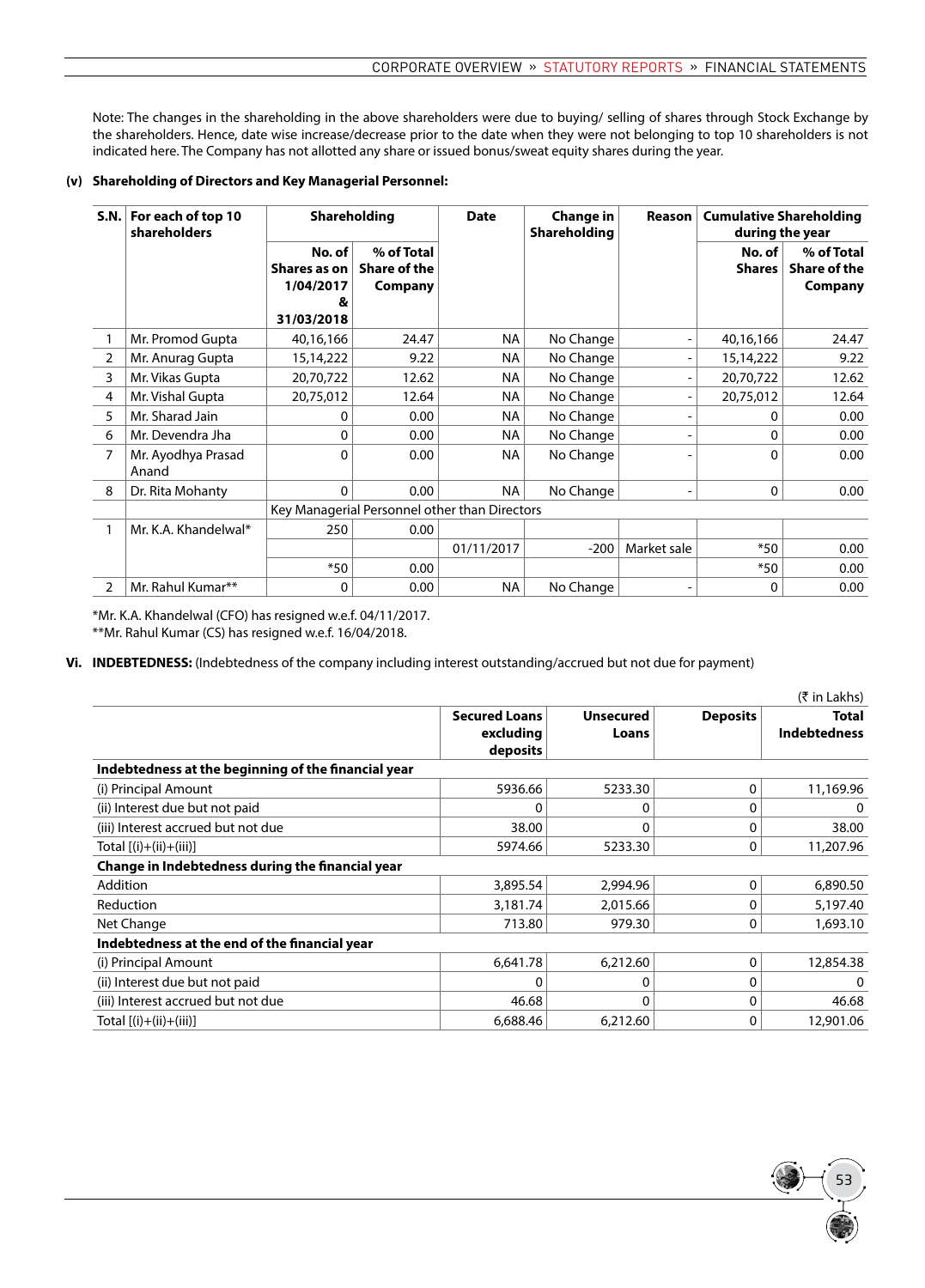Note: The changes in the shareholding in the above shareholders were due to buying/ selling of shares through Stock Exchange by the shareholders. Hence, date wise increase/decrease prior to the date when they were not belonging to top 10 shareholders is not indicated here. The Company has not allotted any share or issued bonus/sweat equity shares during the year.

**(v) Shareholding of Directors and Key Managerial Personnel:**

| S.N. | For each of top 10 shareholders | Shareholding | | Date | Change in Shareholding | Reason | Cumulative Shareholding during the year | |
|---|---|---|---|---|---|---|---|---|
| | | No. of Shares as on 1/04/2017 & 31/03/2018 | % of Total Share of the Company | | | | No. of Shares | % of Total Share of the Company |
| 1 | Mr. Promod Gupta | 40,16,166 | 24.47 | NA | No Change | - | 40,16,166 | 24.47 |
| 2 | Mr. Anurag Gupta | 15,14,222 | 9.22 | NA | No Change | - | 15,14,222 | 9.22 |
| 3 | Mr. Vikas Gupta | 20,70,722 | 12.62 | NA | No Change | - | 20,70,722 | 12.62 |
| 4 | Mr. Vishal Gupta | 20,75,012 | 12.64 | NA | No Change | - | 20,75,012 | 12.64 |
| 5 | Mr. Sharad Jain | 0 | 0.00 | NA | No Change | - | 0 | 0.00 |
| 6 | Mr. Devendra Jha | 0 | 0.00 | NA | No Change | - | 0 | 0.00 |
| 7 | Mr. Ayodhya Prasad Anand | 0 | 0.00 | NA | No Change | - | 0 | 0.00 |
| 8 | Dr. Rita Mohanty | 0 | 0.00 | NA | No Change | - | 0 | 0.00 |
| | | Key Managerial Personnel other than Directors | | | | | | |
| 1 | Mr. K.A. Khandelwal* | 250 | 0.00 | | | | | |
| | | | | 01/11/2017 | -200 | Market sale | *50 | 0.00 |
| | | *50 | 0.00 | | | | *50 | 0.00 |
| 2 | Mr. Rahul Kumar** | 0 | 0.00 | NA | No Change | - | 0 | 0.00 |

*Mr. K.A. Khandelwal (CFO) has resigned w.e.f. 04/11/2017.
**Mr. Rahul Kumar (CS) has resigned w.e.f. 16/04/2018.

**Vi. INDEBTEDNESS:** (Indebtedness of the company including interest outstanding/accrued but not due for payment)

(₹ in Lakhs)

| | Secured Loans excluding deposits | Unsecured Loans | Deposits | Total Indebtedness |
|---|---|---|---|---|
| **Indebtedness at the beginning of the financial year** | | | | |
| (i) Principal Amount | 5936.66 | 5233.30 | 0 | 11,169.96 |
| (ii) Interest due but not paid | 0 | 0 | 0 | 0 |
| (iii) Interest accrued but not due | 38.00 | 0 | 0 | 38.00 |
| Total [(i)+(ii)+(iii)] | 5974.66 | 5233.30 | 0 | 11,207.96 |
| **Change in Indebtedness during the financial year** | | | | |
| Addition | 3,895.54 | 2,994.96 | 0 | 6,890.50 |
| Reduction | 3,181.74 | 2,015.66 | 0 | 5,197.40 |
| Net Change | 713.80 | 979.30 | 0 | 1,693.10 |
| **Indebtedness at the end of the financial year** | | | | |
| (i) Principal Amount | 6,641.78 | 6,212.60 | 0 | 12,854.38 |
| (ii) Interest due but not paid | 0 | 0 | 0 | 0 |
| (iii) Interest accrued but not due | 46.68 | 0 | 0 | 46.68 |
| Total [(i)+(ii)+(iii)] | 6,688.46 | 6,212.60 | 0 | 12,901.06 |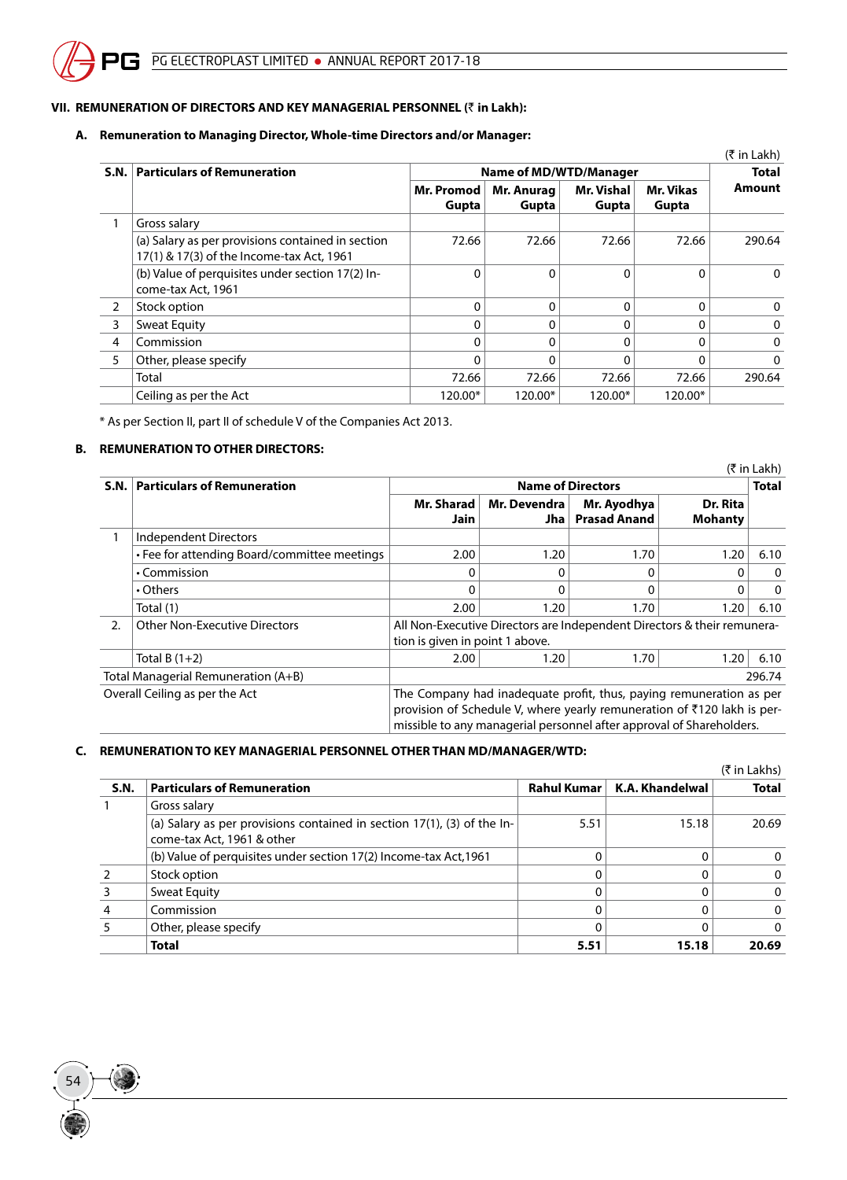### VII. REMUNERATION OF DIRECTORS AND KEY MANAGERIAL PERSONNEL (₹ in Lakh):

#### A. Remuneration to Managing Director, Whole-time Directors and/or Manager:

(₹ in Lakh)

| S.N. | Particulars of Remuneration | Name of MD/WTD/Manager | | | | Total Amount |
|---|---|---|---|---|---|---|
| | | Mr. Promod Gupta | Mr. Anurag Gupta | Mr. Vishal Gupta | Mr. Vikas Gupta | |
| 1 | Gross salary | | | | | |
| | (a) Salary as per provisions contained in section 17(1) & 17(3) of the Income-tax Act, 1961 | 72.66 | 72.66 | 72.66 | 72.66 | 290.64 |
| | (b) Value of perquisites under section 17(2) Income-tax Act, 1961 | 0 | 0 | 0 | 0 | 0 |
| 2 | Stock option | 0 | 0 | 0 | 0 | 0 |
| 3 | Sweat Equity | 0 | 0 | 0 | 0 | 0 |
| 4 | Commission | 0 | 0 | 0 | 0 | 0 |
| 5 | Other, please specify | 0 | 0 | 0 | 0 | 0 |
| | Total | 72.66 | 72.66 | 72.66 | 72.66 | 290.64 |
| | Ceiling as per the Act | 120.00* | 120.00* | 120.00* | 120.00* | |

\* As per Section II, part II of schedule V of the Companies Act 2013.

#### B. REMUNERATION TO OTHER DIRECTORS:

(₹ in Lakh)

| S.N. | Particulars of Remuneration | Name of Directors | | | | Total |
|---|---|---|---|---|---|---|
| | | Mr. Sharad Jain | Mr. Devendra Jha | Mr. Ayodhya Prasad Anand | Dr. Rita Mohanty | |
| 1 | Independent Directors | | | | | |
| | • Fee for attending Board/committee meetings | 2.00 | 1.20 | 1.70 | 1.20 | 6.10 |
| | • Commission | 0 | 0 | 0 | 0 | 0 |
| | • Others | 0 | 0 | 0 | 0 | 0 |
| | Total (1) | 2.00 | 1.20 | 1.70 | 1.20 | 6.10 |
| 2. | Other Non-Executive Directors | All Non-Executive Directors are Independent Directors & their remuneration is given in point 1 above. | | | | |
| | Total B (1+2) | 2.00 | 1.20 | 1.70 | 1.20 | 6.10 |
| Total Managerial Remuneration (A+B) | | | | | | 296.74 |
| Overall Ceiling as per the Act | | The Company had inadequate profit, thus, paying remuneration as per provision of Schedule V, where yearly remuneration of ₹120 lakh is permissible to any managerial personnel after approval of Shareholders. | | | | |

#### C. REMUNERATION TO KEY MANAGERIAL PERSONNEL OTHER THAN MD/MANAGER/WTD:

(₹ in Lakhs)

| S.N. | Particulars of Remuneration | Rahul Kumar | K.A. Khandelwal | Total |
|---|---|---|---|---|
| 1 | Gross salary | | | |
| | (a) Salary as per provisions contained in section 17(1), (3) of the Income-tax Act, 1961 & other | 5.51 | 15.18 | 20.69 |
| | (b) Value of perquisites under section 17(2) Income-tax Act,1961 | 0 | 0 | 0 |
| 2 | Stock option | 0 | 0 | 0 |
| 3 | Sweat Equity | 0 | 0 | 0 |
| 4 | Commission | 0 | 0 | 0 |
| 5 | Other, please specify | 0 | 0 | 0 |
| | **Total** | **5.51** | **15.18** | **20.69** |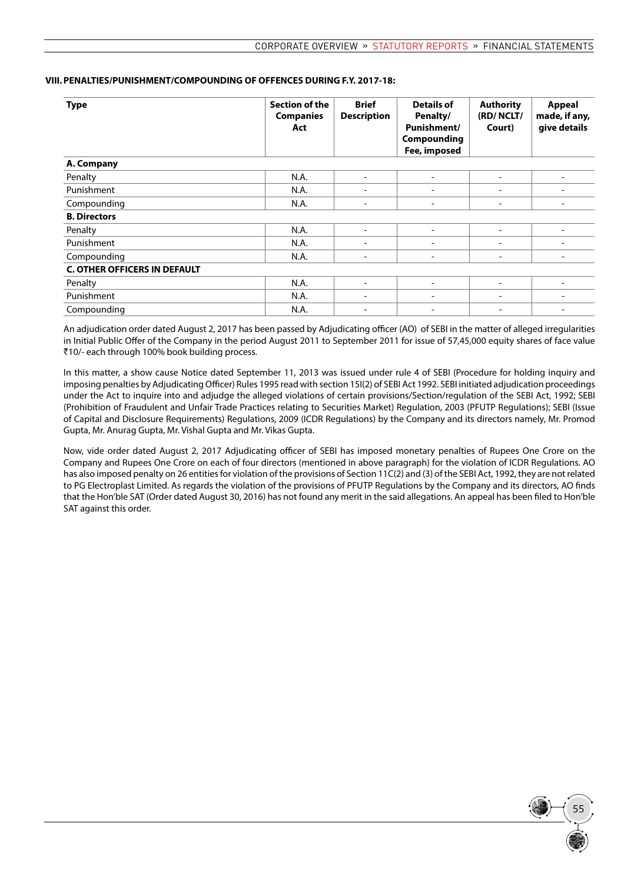### VIII. PENALTIES/PUNISHMENT/COMPOUNDING OF OFFENCES DURING F.Y. 2017-18:

| Type | Section of the Companies Act | Brief Description | Details of Penalty/ Punishment/ Compounding Fee, imposed | Authority (RD/ NCLT/ Court) | Appeal made, if any, give details |
|---|---|---|---|---|---|
| **A. Company** | | | | | |
| Penalty | N.A. | - | - | - | - |
| Punishment | N.A. | - | - | - | - |
| Compounding | N.A. | - | - | - | - |
| **B. Directors** | | | | | |
| Penalty | N.A. | - | - | - | - |
| Punishment | N.A. | - | - | - | - |
| Compounding | N.A. | - | - | - | - |
| **C. OTHER OFFICERS IN DEFAULT** | | | | | |
| Penalty | N.A. | - | - | - | - |
| Punishment | N.A. | - | - | - | - |
| Compounding | N.A. | - | - | - | - |

An adjudication order dated August 2, 2017 has been passed by Adjudicating officer (AO) of SEBI in the matter of alleged irregularities in Initial Public Offer of the Company in the period August 2011 to September 2011 for issue of 57,45,000 equity shares of face value ₹10/- each through 100% book building process.

In this matter, a show cause Notice dated September 11, 2013 was issued under rule 4 of SEBI (Procedure for holding inquiry and imposing penalties by Adjudicating Officer) Rules 1995 read with section 15I(2) of SEBI Act 1992. SEBI initiated adjudication proceedings under the Act to inquire into and adjudge the alleged violations of certain provisions/Section/regulation of the SEBI Act, 1992; SEBI (Prohibition of Fraudulent and Unfair Trade Practices relating to Securities Market) Regulation, 2003 (PFUTP Regulations); SEBI (Issue of Capital and Disclosure Requirements) Regulations, 2009 (ICDR Regulations) by the Company and its directors namely, Mr. Promod Gupta, Mr. Anurag Gupta, Mr. Vishal Gupta and Mr. Vikas Gupta.

Now, vide order dated August 2, 2017 Adjudicating officer of SEBI has imposed monetary penalties of Rupees One Crore on the Company and Rupees One Crore on each of four directors (mentioned in above paragraph) for the violation of ICDR Regulations. AO has also imposed penalty on 26 entities for violation of the provisions of Section 11C(2) and (3) of the SEBI Act, 1992, they are not related to PG Electroplast Limited. As regards the violation of the provisions of PFUTP Regulations by the Company and its directors, AO finds that the Hon'ble SAT (Order dated August 30, 2016) has not found any merit in the said allegations. An appeal has been filed to Hon'ble SAT against this order.